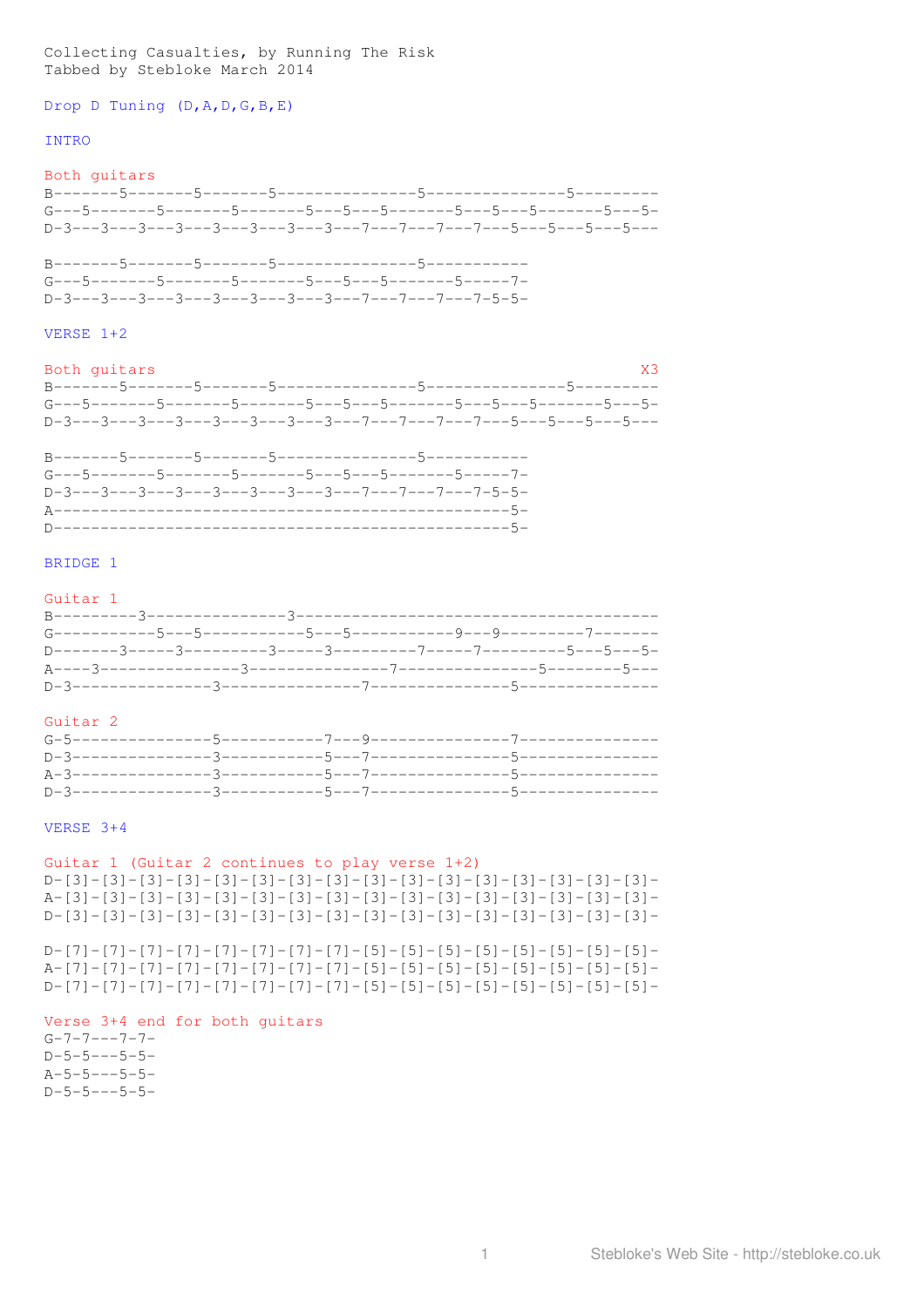Collecting Casualties, by Running The Risk
Tabbed by Stebloke March 2014

Drop D Tuning (D,A,D,G,B,E)

INTRO

Both guitars

```
B-------5-------5-------5---------------5---------------5---------
G---5-------5-------5-------5---5---5-------5---5---5-------5---5-
D-3---3---3---3---3---3---3---3---7---7---7---7---5---5---5---5---

B-------5-------5-------5---------------5-----------
G---5-------5-------5-------5---5---5-------5-----7-
D-3---3---3---3---3---3---3---3---7---7---7---7-5-5-
```

VERSE 1+2

Both guitars X3

```
B-------5-------5-------5---------------5---------------5---------
G---5-------5-------5-------5---5---5-------5---5---5-------5---5-
D-3---3---3---3---3---3---3---3---7---7---7---7---5---5---5---5---

B-------5-------5-------5---------------5-----------
G---5-------5-------5-------5---5---5-------5-----7-
D-3---3---3---3---3---3---3---3---7---7---7---7-5-5-
A-------------------------------------------------5-
D-------------------------------------------------5-
```

BRIDGE 1

Guitar 1

```
B---------3---------------3---------------------------------------
G-----------5---5-----------5---5-----------9---9---------7-------
D-------3-----3---------3-----3---------7-----7---------5---5---5-
A----3---------------3---------------7---------------5--------5---
D-3---------------3---------------7---------------5---------------
```

Guitar 2

```
G-5---------------5-----------7---9---------------7---------------
D-3---------------3-----------5---7---------------5---------------
A-3---------------3-----------5---7---------------5---------------
D-3---------------3-----------5---7---------------5---------------
```

VERSE 3+4

Guitar 1 (Guitar 2 continues to play verse 1+2)

```
D-[3]-[3]-[3]-[3]-[3]-[3]-[3]-[3]-[3]-[3]-[3]-[3]-[3]-[3]-[3]-[3]-
A-[3]-[3]-[3]-[3]-[3]-[3]-[3]-[3]-[3]-[3]-[3]-[3]-[3]-[3]-[3]-[3]-
D-[3]-[3]-[3]-[3]-[3]-[3]-[3]-[3]-[3]-[3]-[3]-[3]-[3]-[3]-[3]-[3]-

D-[7]-[7]-[7]-[7]-[7]-[7]-[7]-[7]-[5]-[5]-[5]-[5]-[5]-[5]-[5]-[5]-
A-[7]-[7]-[7]-[7]-[7]-[7]-[7]-[7]-[5]-[5]-[5]-[5]-[5]-[5]-[5]-[5]-
D-[7]-[7]-[7]-[7]-[7]-[7]-[7]-[7]-[5]-[5]-[5]-[5]-[5]-[5]-[5]-[5]-
```

Verse 3+4 end for both guitars

```
G-7-7---7-7-
D-5-5---5-5-
A-5-5---5-5-
D-5-5---5-5-
```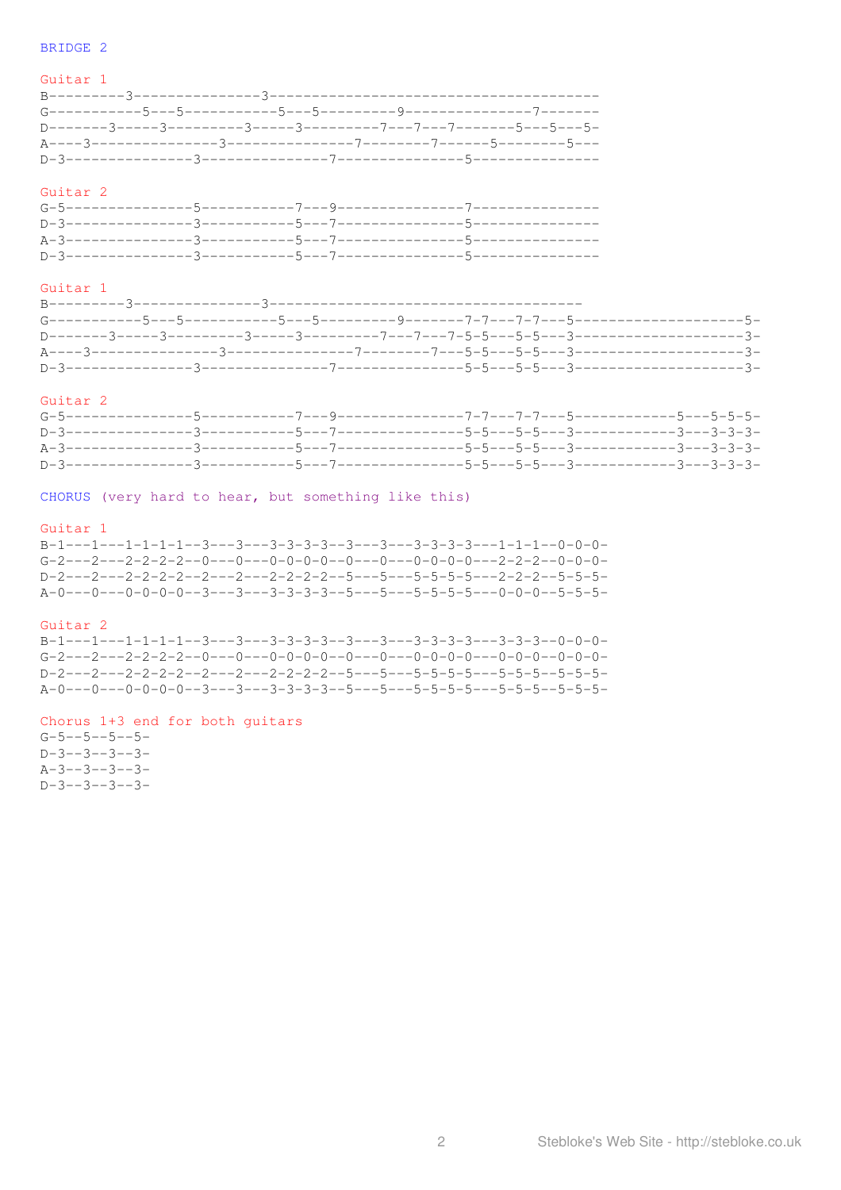BRIDGE 2

Guitar 1

```
B---------3---------------3--------------------------------------
G-----------5---5-----------5---5---------9---------------7-------
D-------3-----3---------3-----3---------7---7---7-------5---5---5-
A----3---------------3---------------7--------7------5--------5---
D-3---------------3---------------7---------------5---------------
```

Guitar 2

```
G-5---------------5-----------7---9---------------7---------------
D-3---------------3-----------5---7---------------5---------------
A-3---------------3-----------5---7---------------5---------------
D-3---------------3-----------5---7---------------5---------------
```

Guitar 1

```
B---------3---------------3------------------------------------
G-----------5---5-----------5---5---------9-------7-7---7-7---5--------------------5-
D-------3-----3---------3-----3---------7---7---7-5-5---5-5---3--------------------3-
A----3---------------3---------------7--------7---5-5---5-5---3--------------------3-
D-3---------------3---------------7---------------5-5---5-5---3--------------------3-
```

Guitar 2

```
G-5---------------5-----------7---9---------------7-7---7-7---5------------5---5-5-5-
D-3---------------3-----------5---7---------------5-5---5-5---3------------3---3-3-3-
A-3---------------3-----------5---7---------------5-5---5-5---3------------3---3-3-3-
D-3---------------3-----------5---7---------------5-5---5-5---3------------3---3-3-3-
```

CHORUS (very hard to hear, but something like this)

Guitar 1

```
B-1---1---1-1-1-1--3---3---3-3-3-3--3---3---3-3-3-3---1-1-1--0-0-0-
G-2---2---2-2-2-2--0---0---0-0-0-0--0---0---0-0-0-0---2-2-2--0-0-0-
D-2---2---2-2-2-2--2---2---2-2-2-2--5---5---5-5-5-5---2-2-2--5-5-5-
A-0---0---0-0-0-0--3---3---3-3-3-3--5---5---5-5-5-5---0-0-0--5-5-5-
```

Guitar 2

```
B-1---1---1-1-1-1--3---3---3-3-3-3--3---3---3-3-3-3---3-3-3--0-0-0-
G-2---2---2-2-2-2--0---0---0-0-0-0--0---0---0-0-0-0---0-0-0--0-0-0-
D-2---2---2-2-2-2--2---2---2-2-2-2--5---5---5-5-5-5---5-5-5--5-5-5-
A-0---0---0-0-0-0--3---3---3-3-3-3--5---5---5-5-5-5---5-5-5--5-5-5-
```

Chorus 1+3 end for both guitars

```
G-5--5--5--5-
D-3--3--3--3-
A-3--3--3--3-
D-3--3--3--3-
```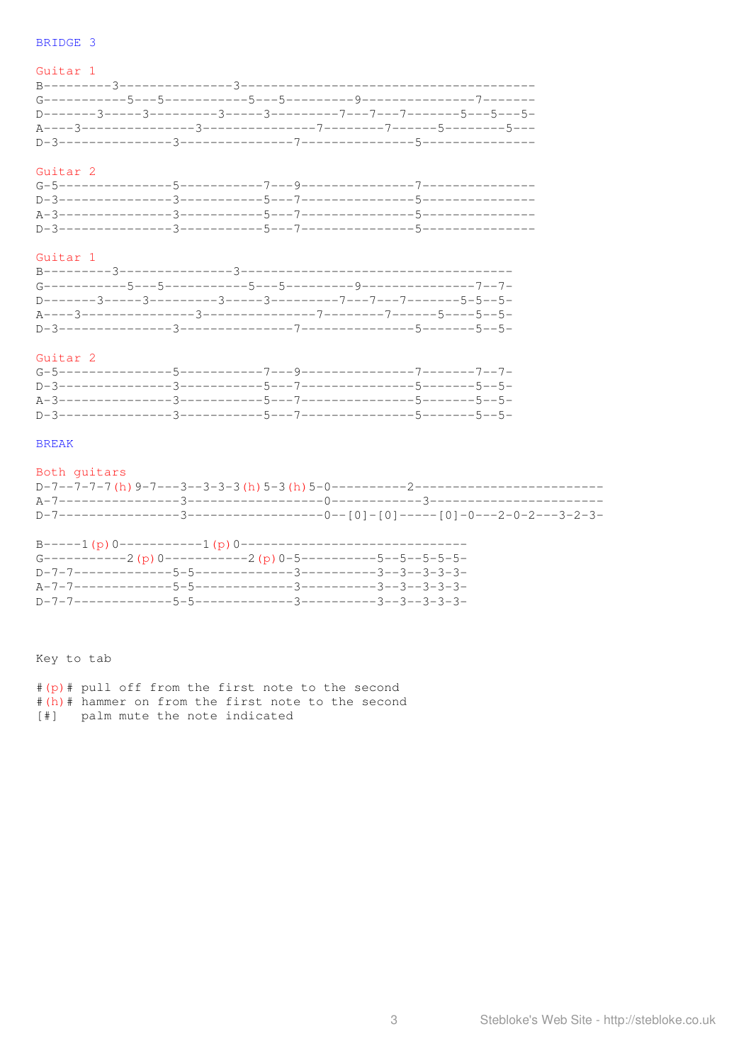BRIDGE 3

Guitar 1

```
B---------3---------------3--------------------------------------
G-----------5---5-----------5---5---------9---------------7-------
D-------3-----3---------3-----3---------7---7---7-------5---5---5-
A----3---------------3---------------7--------7------5--------5---
D-3---------------3---------------7---------------5---------------
```

Guitar 2

```
G-5---------------5-----------7---9---------------7---------------
D-3---------------3-----------5---7---------------5---------------
A-3---------------3-----------5---7---------------5---------------
D-3---------------3-----------5---7---------------5---------------
```

Guitar 1

```
B---------3---------------3-----------------------------------
G-----------5---5-----------5---5---------9---------------7--7-
D-------3-----3---------3-----3---------7---7---7-------5-5--5-
A----3---------------3---------------7--------7------5----5--5-
D-3---------------3---------------7---------------5-------5--5-
```

Guitar 2

```
G-5---------------5-----------7---9---------------7-------7--7-
D-3---------------3-----------5---7---------------5-------5--5-
A-3---------------3-----------5---7---------------5-------5--5-
D-3---------------3-----------5---7---------------5-------5--5-
```

BREAK

Both guitars

```
D-7--7-7-7(h)9-7---3--3-3-3(h)5-3(h)5-0----------2-----------------------
A-7----------------3------------------0------------3----------------------
D-7----------------3------------------0--[0]-[0]-----[0]-0---2-0-2---3-2-3-
```

```
B-----1(p)0-----------1(p)0------------------------------
G-----------2(p)0-----------2(p)0-5----------5--5--5-5-5-
D-7-7-------------5-5-------------3----------3--3--3-3-3-
A-7-7-------------5-5-------------3----------3--3--3-3-3-
D-7-7-------------5-5-------------3----------3--3--3-3-3-
```

Key to tab

```
#(p)# pull off from the first note to the second
#(h)# hammer on from the first note to the second
[#]   palm mute the note indicated
```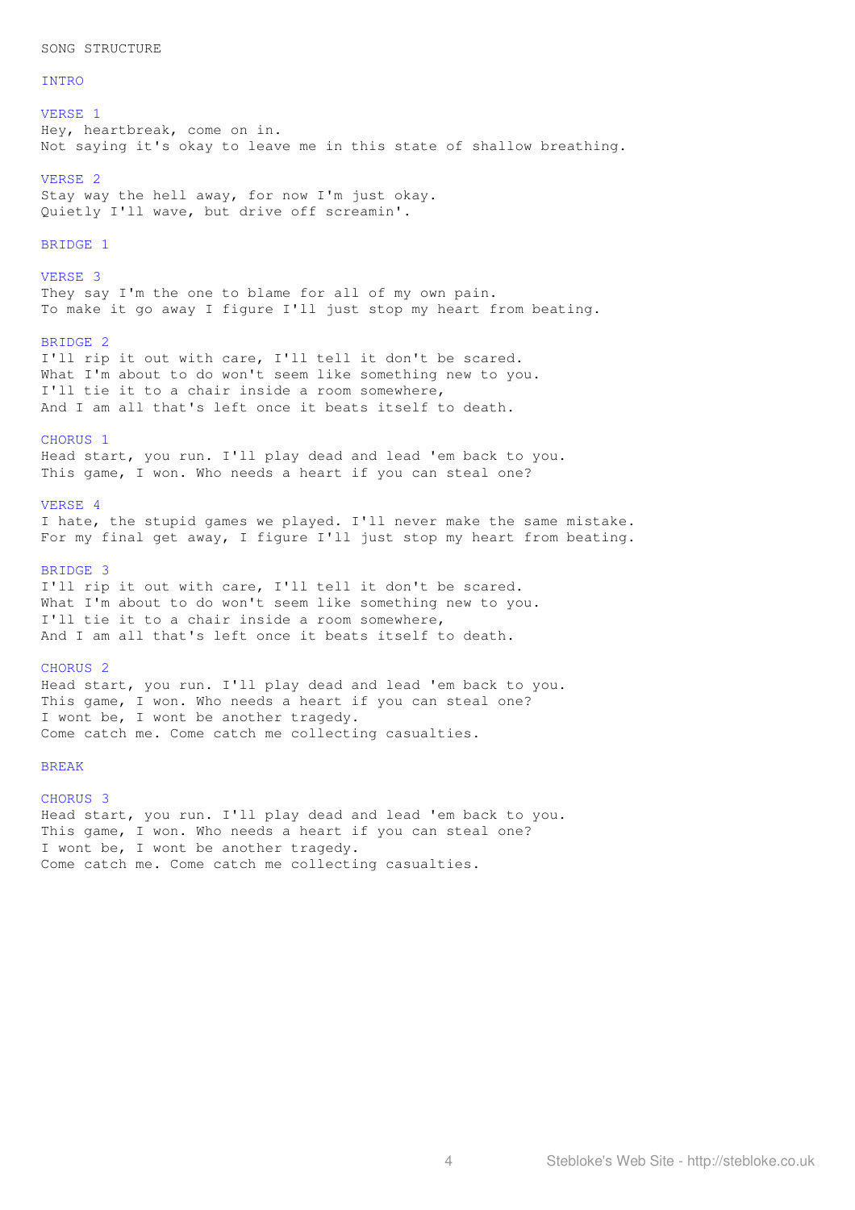SONG STRUCTURE

INTRO

VERSE 1
Hey, heartbreak, come on in.
Not saying it's okay to leave me in this state of shallow breathing.

VERSE 2
Stay way the hell away, for now I'm just okay.
Quietly I'll wave, but drive off screamin'.

BRIDGE 1

VERSE 3
They say I'm the one to blame for all of my own pain.
To make it go away I figure I'll just stop my heart from beating.

BRIDGE 2
I'll rip it out with care, I'll tell it don't be scared.
What I'm about to do won't seem like something new to you.
I'll tie it to a chair inside a room somewhere,
And I am all that's left once it beats itself to death.

CHORUS 1
Head start, you run. I'll play dead and lead 'em back to you.
This game, I won. Who needs a heart if you can steal one?

VERSE 4
I hate, the stupid games we played. I'll never make the same mistake.
For my final get away, I figure I'll just stop my heart from beating.

BRIDGE 3
I'll rip it out with care, I'll tell it don't be scared.
What I'm about to do won't seem like something new to you.
I'll tie it to a chair inside a room somewhere,
And I am all that's left once it beats itself to death.

CHORUS 2
Head start, you run. I'll play dead and lead 'em back to you.
This game, I won. Who needs a heart if you can steal one?
I wont be, I wont be another tragedy.
Come catch me. Come catch me collecting casualties.

BREAK

CHORUS 3
Head start, you run. I'll play dead and lead 'em back to you.
This game, I won. Who needs a heart if you can steal one?
I wont be, I wont be another tragedy.
Come catch me. Come catch me collecting casualties.